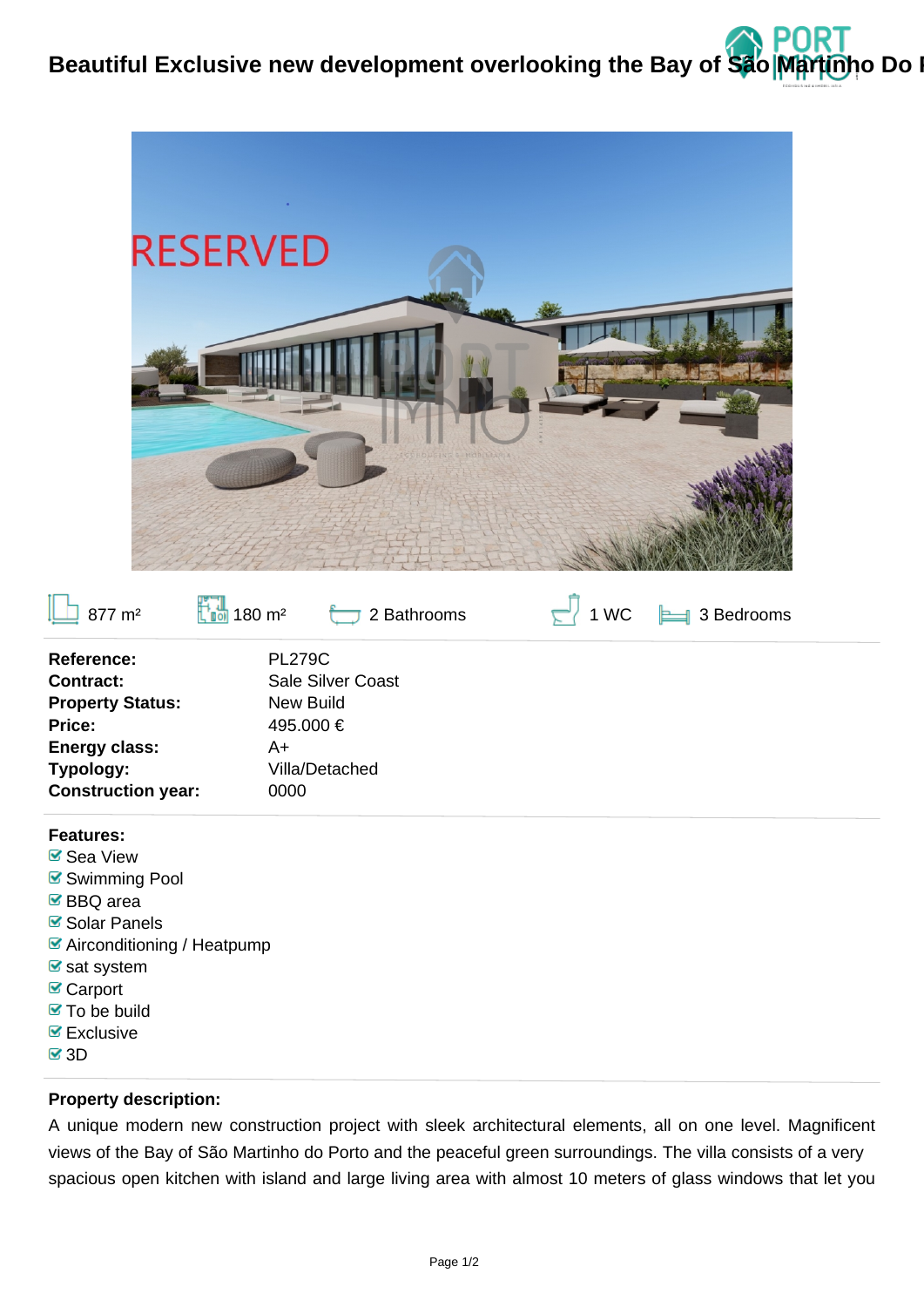# Beautiful Exclusive new development overlooking the Bay of São Martinho Do P

877 m² | 180 m² | 2 Bathrooms | 1 WC | 3 Bedrooms

| | |
|---|---|
| **Reference:** | PL279C |
| **Contract:** | Sale Silver Coast |
| **Property Status:** | New Build |
| **Price:** | 495.000 € |
| **Energy class:** | A+ |
| **Typology:** | Villa/Detached |
| **Construction year:** | 0000 |

**Features:**

- Sea View
- Swimming Pool
- BBQ area
- Solar Panels
- Airconditioning / Heatpump
- sat system
- Carport
- To be build
- Exclusive
- 3D

**Property description:**

A unique modern new construction project with sleek architectural elements, all on one level. Magnificent views of the Bay of São Martinho do Porto and the peaceful green surroundings. The villa consists of a very spacious open kitchen with island and large living area with almost 10 meters of glass windows that let you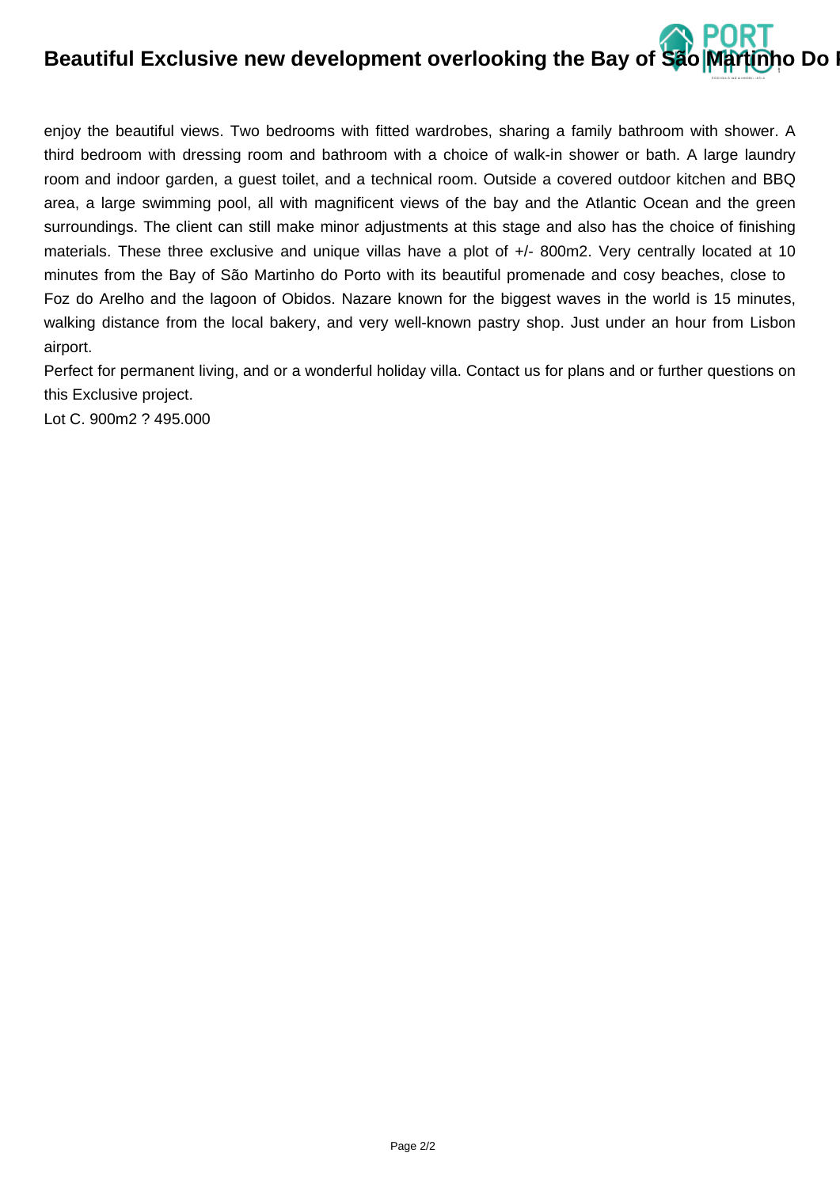enjoy the beautiful views. Two bedrooms with fitted wardrobes, sharing a family bathroom with shower. A third bedroom with dressing room and bathroom with a choice of walk-in shower or bath. A large laundry room and indoor garden, a guest toilet, and a technical room. Outside a covered outdoor kitchen and BBQ area, a large swimming pool, all with magnificent views of the bay and the Atlantic Ocean and the green surroundings. The client can still make minor adjustments at this stage and also has the choice of finishing materials. These three exclusive and unique villas have a plot of +/- 800m2. Very centrally located at 10 minutes from the Bay of São Martinho do Porto with its beautiful promenade and cosy beaches, close to Foz do Arelho and the lagoon of Obidos. Nazare known for the biggest waves in the world is 15 minutes, walking distance from the local bakery, and very well-known pastry shop. Just under an hour from Lisbon airport.

Perfect for permanent living, and or a wonderful holiday villa. Contact us for plans and or further questions on this Exclusive project.

Lot C. 900m2 ? 495.000